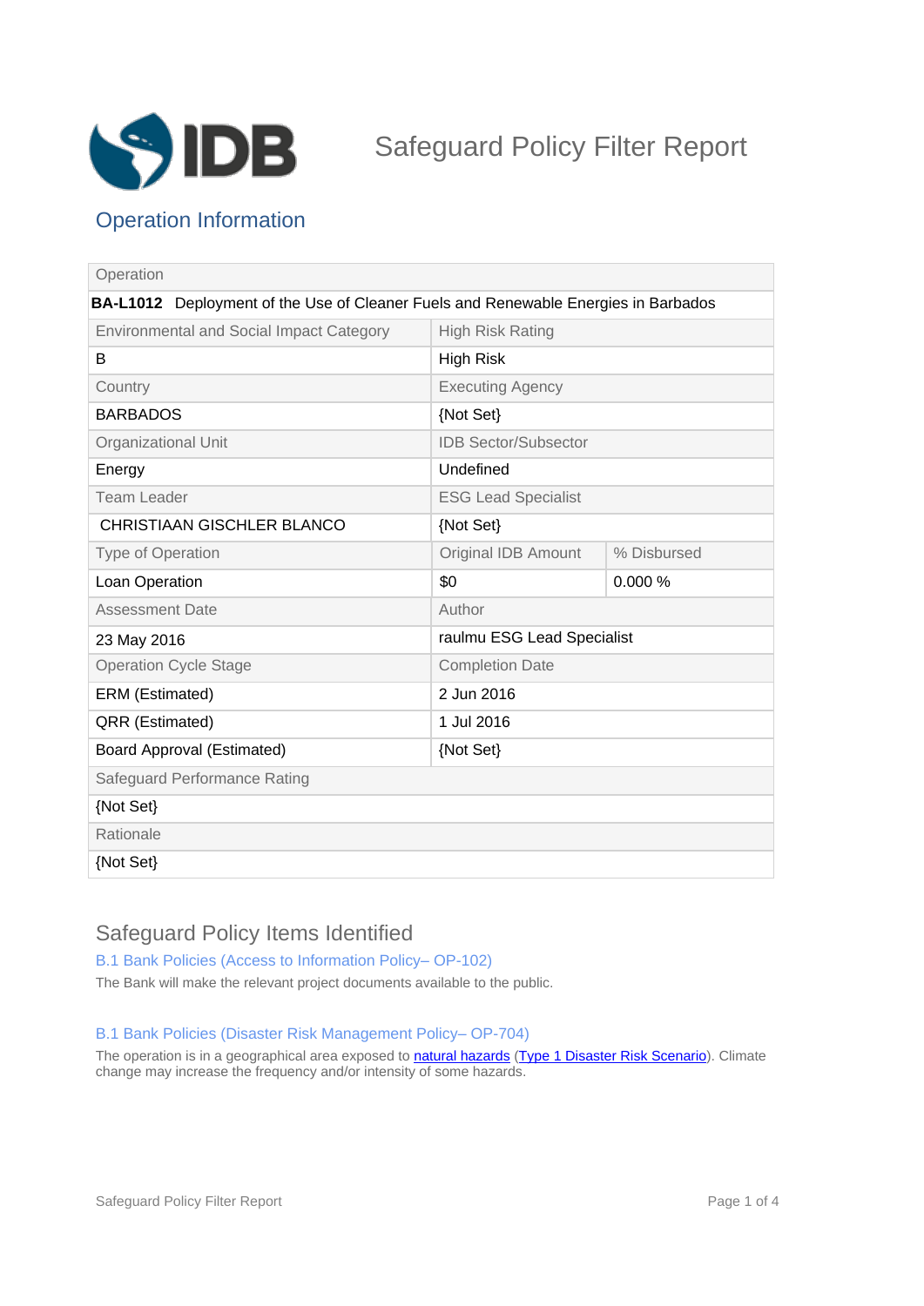# Safeguard Policy Filter Report

## Operation Information

| Operation | | |
|---|---|---|
| **BA-L1012** Deployment of the Use of Cleaner Fuels and Renewable Energies in Barbados | | |
| Environmental and Social Impact Category | High Risk Rating | |
| B | High Risk | |
| Country | Executing Agency | |
| BARBADOS | {Not Set} | |
| Organizational Unit | IDB Sector/Subsector | |
| Energy | Undefined | |
| Team Leader | ESG Lead Specialist | |
| CHRISTIAAN GISCHLER BLANCO | {Not Set} | |
| Type of Operation | Original IDB Amount | % Disbursed |
| Loan Operation | $0 | 0.000 % |
| Assessment Date | Author | |
| 23 May 2016 | raulmu ESG Lead Specialist | |
| Operation Cycle Stage | Completion Date | |
| ERM (Estimated) | 2 Jun 2016 | |
| QRR (Estimated) | 1 Jul 2016 | |
| Board Approval (Estimated) | {Not Set} | |
| Safeguard Performance Rating | | |
| {Not Set} | | |
| Rationale | | |
| {Not Set} | | |

## Safeguard Policy Items Identified

### B.1 Bank Policies (Access to Information Policy– OP-102)

The Bank will make the relevant project documents available to the public.

### B.1 Bank Policies (Disaster Risk Management Policy– OP-704)

The operation is in a geographical area exposed to natural hazards (Type 1 Disaster Risk Scenario). Climate change may increase the frequency and/or intensity of some hazards.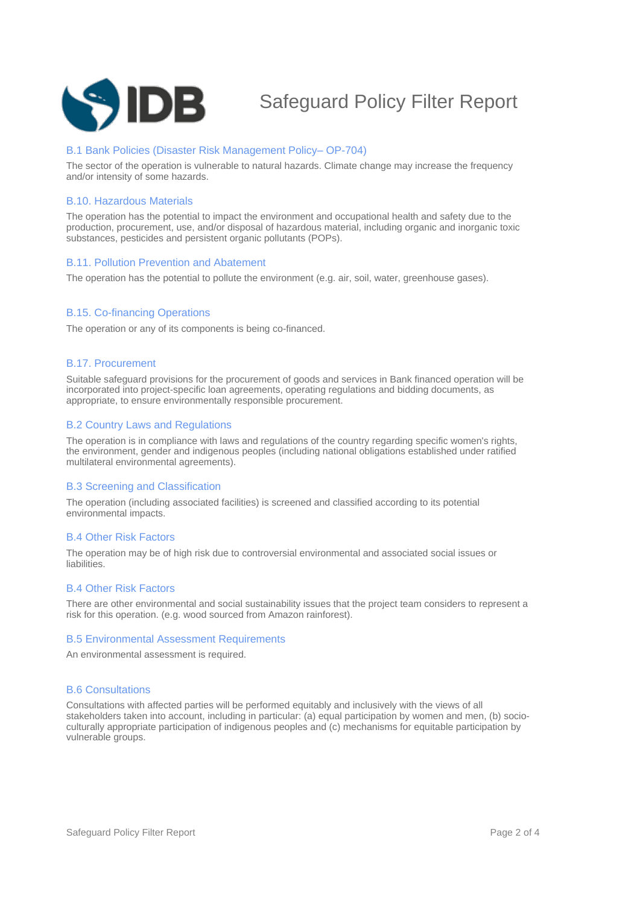# Safeguard Policy Filter Report

### B.1 Bank Policies (Disaster Risk Management Policy– OP-704)

The sector of the operation is vulnerable to natural hazards. Climate change may increase the frequency and/or intensity of some hazards.

### B.10. Hazardous Materials

The operation has the potential to impact the environment and occupational health and safety due to the production, procurement, use, and/or disposal of hazardous material, including organic and inorganic toxic substances, pesticides and persistent organic pollutants (POPs).

### B.11. Pollution Prevention and Abatement

The operation has the potential to pollute the environment (e.g. air, soil, water, greenhouse gases).

### B.15. Co-financing Operations

The operation or any of its components is being co-financed.

### B.17. Procurement

Suitable safeguard provisions for the procurement of goods and services in Bank financed operation will be incorporated into project-specific loan agreements, operating regulations and bidding documents, as appropriate, to ensure environmentally responsible procurement.

### B.2 Country Laws and Regulations

The operation is in compliance with laws and regulations of the country regarding specific women's rights, the environment, gender and indigenous peoples (including national obligations established under ratified multilateral environmental agreements).

### B.3 Screening and Classification

The operation (including associated facilities) is screened and classified according to its potential environmental impacts.

### B.4 Other Risk Factors

The operation may be of high risk due to controversial environmental and associated social issues or liabilities.

### B.4 Other Risk Factors

There are other environmental and social sustainability issues that the project team considers to represent a risk for this operation. (e.g. wood sourced from Amazon rainforest).

### B.5 Environmental Assessment Requirements

An environmental assessment is required.

### B.6 Consultations

Consultations with affected parties will be performed equitably and inclusively with the views of all stakeholders taken into account, including in particular: (a) equal participation by women and men, (b) socio-culturally appropriate participation of indigenous peoples and (c) mechanisms for equitable participation by vulnerable groups.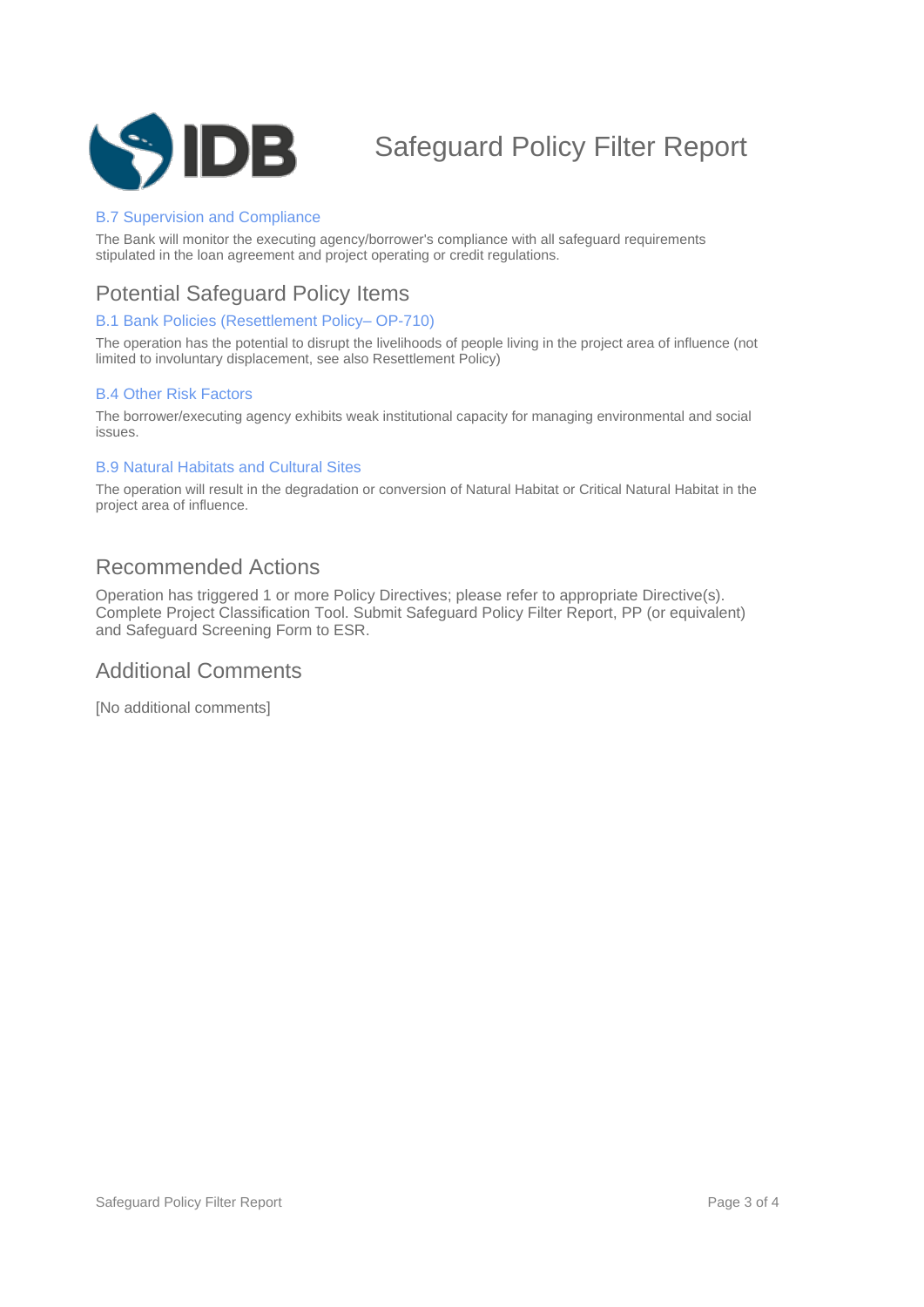### B.7 Supervision and Compliance

The Bank will monitor the executing agency/borrower's compliance with all safeguard requirements stipulated in the loan agreement and project operating or credit regulations.

## Potential Safeguard Policy Items

### B.1 Bank Policies (Resettlement Policy– OP-710)

The operation has the potential to disrupt the livelihoods of people living in the project area of influence (not limited to involuntary displacement, see also Resettlement Policy)

### B.4 Other Risk Factors

The borrower/executing agency exhibits weak institutional capacity for managing environmental and social issues.

### B.9 Natural Habitats and Cultural Sites

The operation will result in the degradation or conversion of Natural Habitat or Critical Natural Habitat in the project area of influence.

## Recommended Actions

Operation has triggered 1 or more Policy Directives; please refer to appropriate Directive(s). Complete Project Classification Tool. Submit Safeguard Policy Filter Report, PP (or equivalent) and Safeguard Screening Form to ESR.

## Additional Comments

[No additional comments]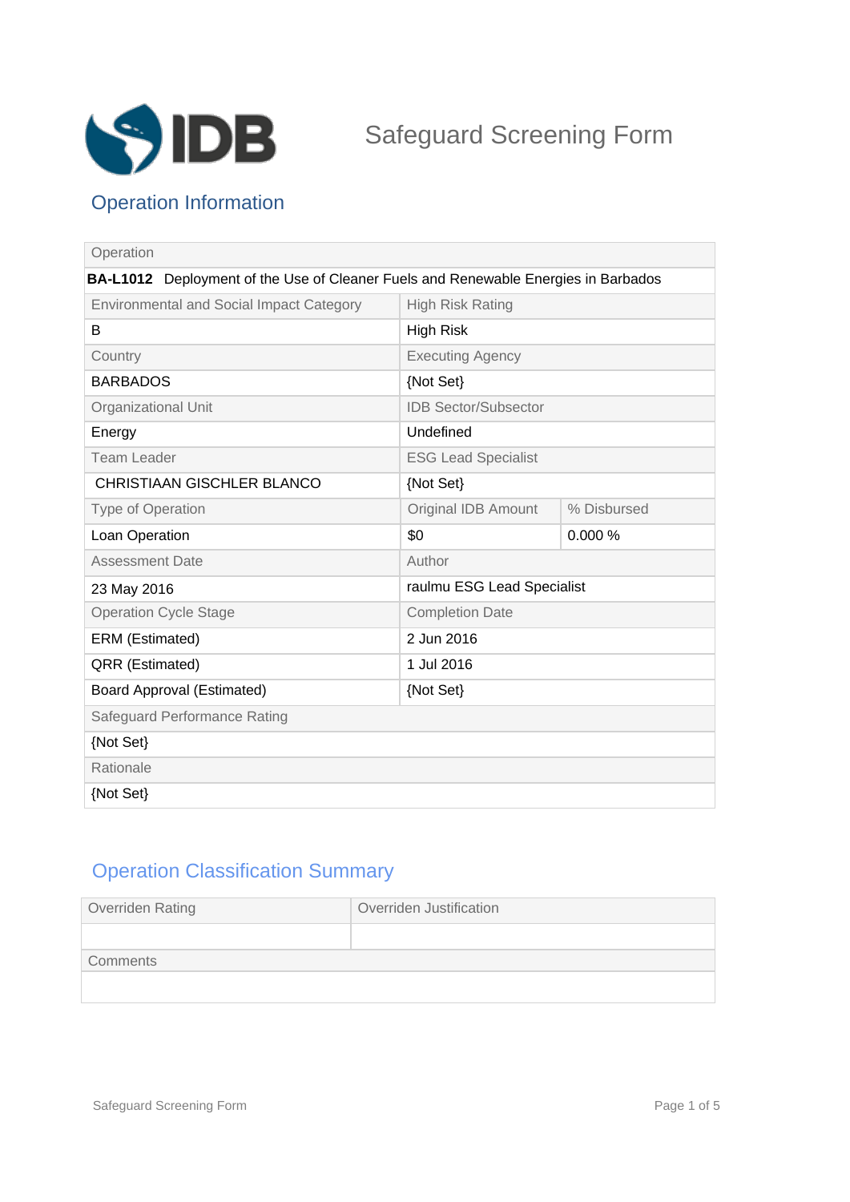# Safeguard Screening Form

## Operation Information

| Operation | | |
|---|---|---|
| **BA-L1012** Deployment of the Use of Cleaner Fuels and Renewable Energies in Barbados | | |
| Environmental and Social Impact Category | High Risk Rating | |
| B | High Risk | |
| Country | Executing Agency | |
| BARBADOS | {Not Set} | |
| Organizational Unit | IDB Sector/Subsector | |
| Energy | Undefined | |
| Team Leader | ESG Lead Specialist | |
| CHRISTIAAN GISCHLER BLANCO | {Not Set} | |
| Type of Operation | Original IDB Amount | % Disbursed |
| Loan Operation | $0 | 0.000 % |
| Assessment Date | Author | |
| 23 May 2016 | raulmu ESG Lead Specialist | |
| Operation Cycle Stage | Completion Date | |
| ERM (Estimated) | 2 Jun 2016 | |
| QRR (Estimated) | 1 Jul 2016 | |
| Board Approval (Estimated) | {Not Set} | |
| Safeguard Performance Rating | | |
| {Not Set} | | |
| Rationale | | |
| {Not Set} | | |

## Operation Classification Summary

| Overriden Rating | Overriden Justification |
|---|---|
| | |
| Comments | |
| | |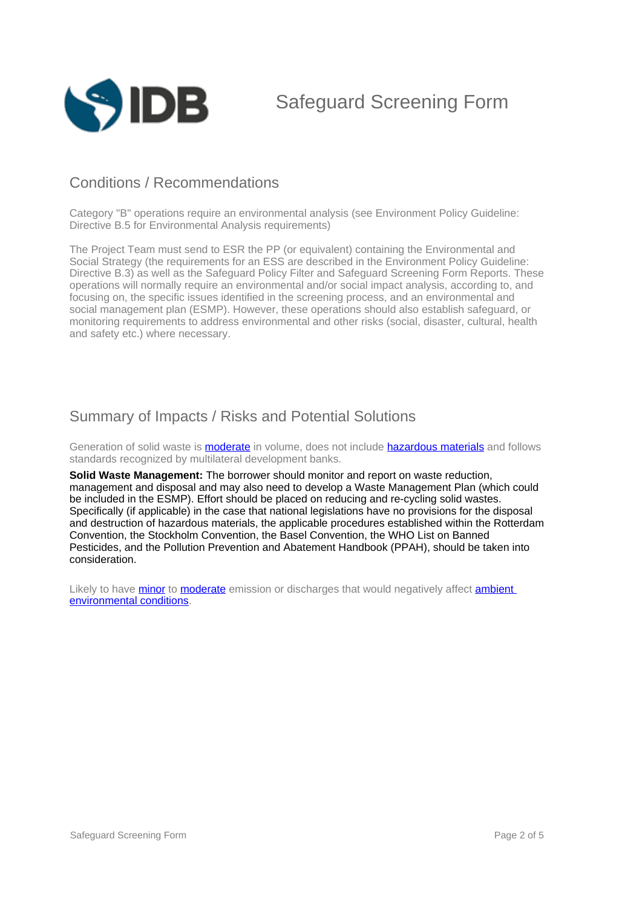## Conditions / Recommendations

Category "B" operations require an environmental analysis (see Environment Policy Guideline: Directive B.5 for Environmental Analysis requirements)

The Project Team must send to ESR the PP (or equivalent) containing the Environmental and Social Strategy (the requirements for an ESS are described in the Environment Policy Guideline: Directive B.3) as well as the Safeguard Policy Filter and Safeguard Screening Form Reports. These operations will normally require an environmental and/or social impact analysis, according to, and focusing on, the specific issues identified in the screening process, and an environmental and social management plan (ESMP). However, these operations should also establish safeguard, or monitoring requirements to address environmental and other risks (social, disaster, cultural, health and safety etc.) where necessary.

## Summary of Impacts / Risks and Potential Solutions

Generation of solid waste is moderate in volume, does not include hazardous materials and follows standards recognized by multilateral development banks.

**Solid Waste Management:** The borrower should monitor and report on waste reduction, management and disposal and may also need to develop a Waste Management Plan (which could be included in the ESMP). Effort should be placed on reducing and re-cycling solid wastes. Specifically (if applicable) in the case that national legislations have no provisions for the disposal and destruction of hazardous materials, the applicable procedures established within the Rotterdam Convention, the Stockholm Convention, the Basel Convention, the WHO List on Banned Pesticides, and the Pollution Prevention and Abatement Handbook (PPAH), should be taken into consideration.

Likely to have minor to moderate emission or discharges that would negatively affect ambient environmental conditions.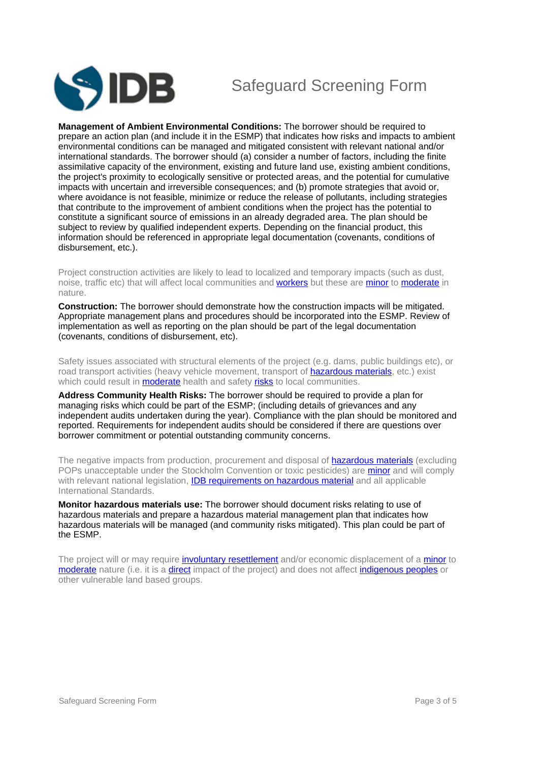**Management of Ambient Environmental Conditions:** The borrower should be required to prepare an action plan (and include it in the ESMP) that indicates how risks and impacts to ambient environmental conditions can be managed and mitigated consistent with relevant national and/or international standards. The borrower should (a) consider a number of factors, including the finite assimilative capacity of the environment, existing and future land use, existing ambient conditions, the project's proximity to ecologically sensitive or protected areas, and the potential for cumulative impacts with uncertain and irreversible consequences; and (b) promote strategies that avoid or, where avoidance is not feasible, minimize or reduce the release of pollutants, including strategies that contribute to the improvement of ambient conditions when the project has the potential to constitute a significant source of emissions in an already degraded area. The plan should be subject to review by qualified independent experts. Depending on the financial product, this information should be referenced in appropriate legal documentation (covenants, conditions of disbursement, etc.).

Project construction activities are likely to lead to localized and temporary impacts (such as dust, noise, traffic etc) that will affect local communities and workers but these are minor to moderate in nature.

**Construction:** The borrower should demonstrate how the construction impacts will be mitigated. Appropriate management plans and procedures should be incorporated into the ESMP. Review of implementation as well as reporting on the plan should be part of the legal documentation (covenants, conditions of disbursement, etc).

Safety issues associated with structural elements of the project (e.g. dams, public buildings etc), or road transport activities (heavy vehicle movement, transport of hazardous materials, etc.) exist which could result in moderate health and safety risks to local communities.

**Address Community Health Risks:** The borrower should be required to provide a plan for managing risks which could be part of the ESMP; (including details of grievances and any independent audits undertaken during the year). Compliance with the plan should be monitored and reported. Requirements for independent audits should be considered if there are questions over borrower commitment or potential outstanding community concerns.

The negative impacts from production, procurement and disposal of hazardous materials (excluding POPs unacceptable under the Stockholm Convention or toxic pesticides) are minor and will comply with relevant national legislation, IDB requirements on hazardous material and all applicable International Standards.

**Monitor hazardous materials use:** The borrower should document risks relating to use of hazardous materials and prepare a hazardous material management plan that indicates how hazardous materials will be managed (and community risks mitigated). This plan could be part of the ESMP.

The project will or may require involuntary resettlement and/or economic displacement of a minor to moderate nature (i.e. it is a direct impact of the project) and does not affect indigenous peoples or other vulnerable land based groups.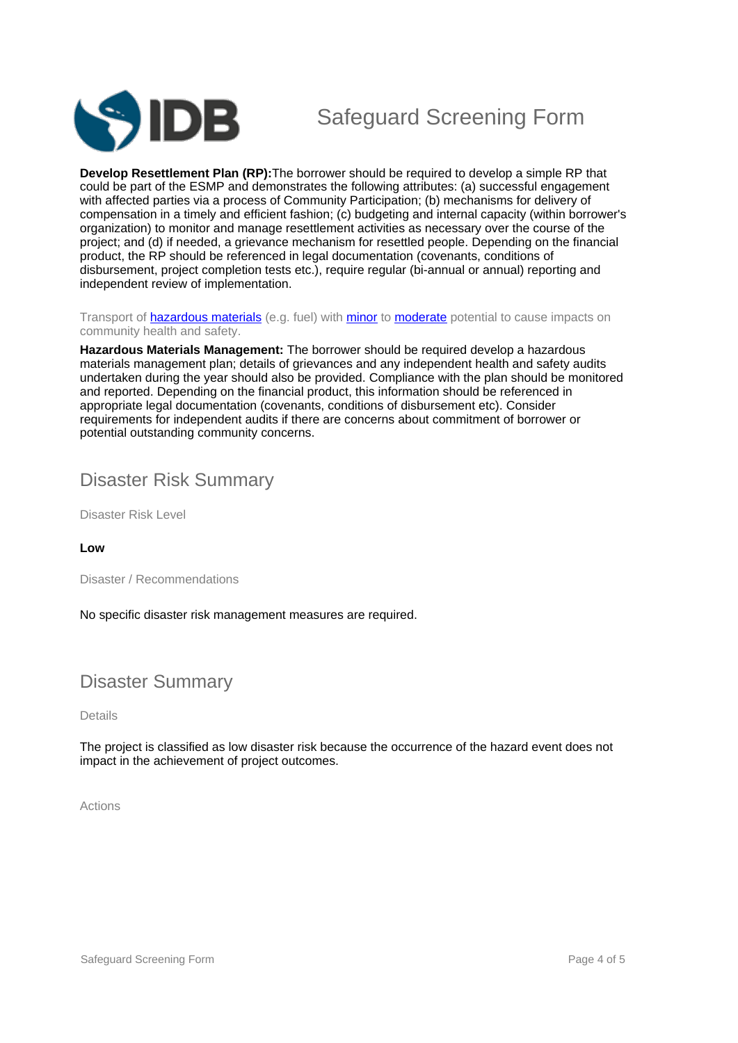**Develop Resettlement Plan (RP):** The borrower should be required to develop a simple RP that could be part of the ESMP and demonstrates the following attributes: (a) successful engagement with affected parties via a process of Community Participation; (b) mechanisms for delivery of compensation in a timely and efficient fashion; (c) budgeting and internal capacity (within borrower's organization) to monitor and manage resettlement activities as necessary over the course of the project; and (d) if needed, a grievance mechanism for resettled people. Depending on the financial product, the RP should be referenced in legal documentation (covenants, conditions of disbursement, project completion tests etc.), require regular (bi-annual or annual) reporting and independent review of implementation.

Transport of hazardous materials (e.g. fuel) with minor to moderate potential to cause impacts on community health and safety.

**Hazardous Materials Management:** The borrower should be required develop a hazardous materials management plan; details of grievances and any independent health and safety audits undertaken during the year should also be provided. Compliance with the plan should be monitored and reported. Depending on the financial product, this information should be referenced in appropriate legal documentation (covenants, conditions of disbursement etc). Consider requirements for independent audits if there are concerns about commitment of borrower or potential outstanding community concerns.

## Disaster Risk Summary

Disaster Risk Level

**Low**

Disaster / Recommendations

No specific disaster risk management measures are required.

## Disaster Summary

Details

The project is classified as low disaster risk because the occurrence of the hazard event does not impact in the achievement of project outcomes.

Actions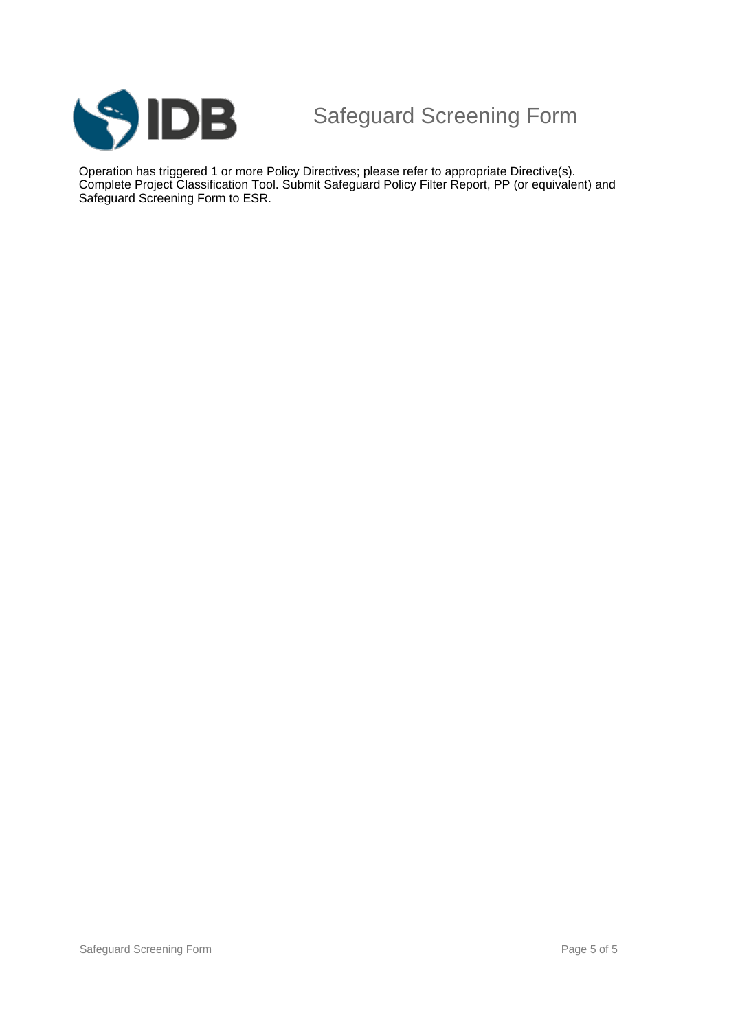Operation has triggered 1 or more Policy Directives; please refer to appropriate Directive(s). Complete Project Classification Tool. Submit Safeguard Policy Filter Report, PP (or equivalent) and Safeguard Screening Form to ESR.